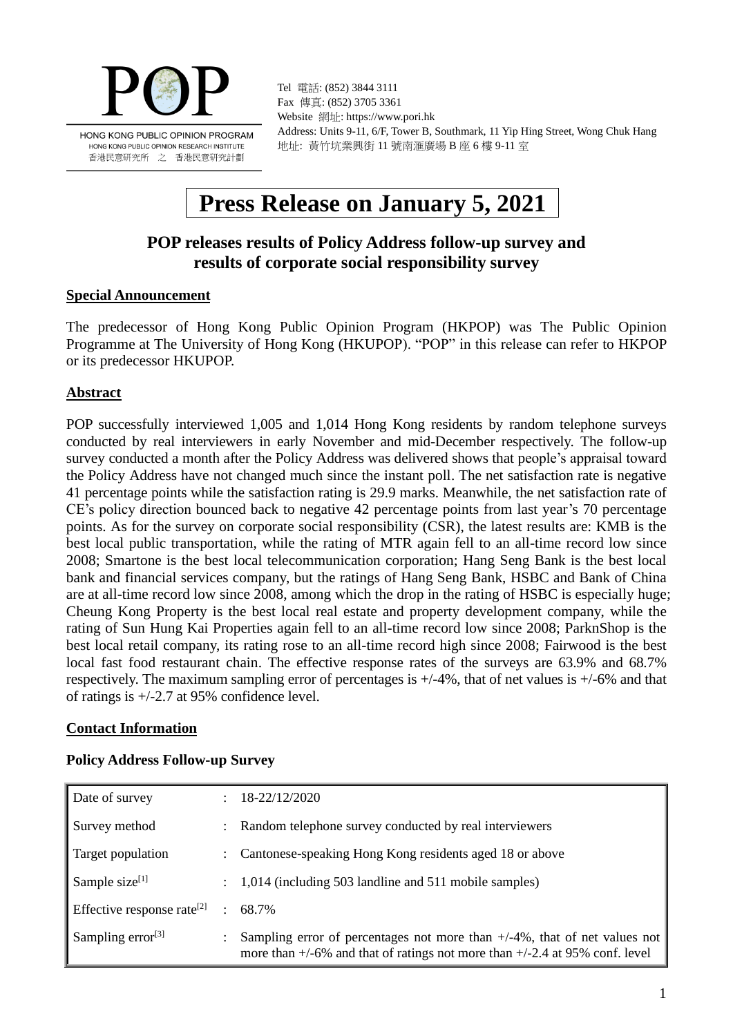POP

HONG KONG PUBLIC OPINION PROGRAM
HONG KONG PUBLIC OPINION RESEARCH INSTITUTE
香港民意研究所 之 香港民意研究計劃

Tel 電話: (852) 3844 3111
Fax 傳真: (852) 3705 3361
Website 網址: https://www.pori.hk
Address: Units 9-11, 6/F, Tower B, Southmark, 11 Yip Hing Street, Wong Chuk Hang
地址: 黃竹坑業興街 11 號南滙廣場 B 座 6 樓 9-11 室

# Press Release on January 5, 2021

## POP releases results of Policy Address follow-up survey and results of corporate social responsibility survey

### Special Announcement

The predecessor of Hong Kong Public Opinion Program (HKPOP) was The Public Opinion Programme at The University of Hong Kong (HKUPOP). "POP" in this release can refer to HKPOP or its predecessor HKUPOP.

### Abstract

POP successfully interviewed 1,005 and 1,014 Hong Kong residents by random telephone surveys conducted by real interviewers in early November and mid-December respectively. The follow-up survey conducted a month after the Policy Address was delivered shows that people's appraisal toward the Policy Address have not changed much since the instant poll. The net satisfaction rate is negative 41 percentage points while the satisfaction rating is 29.9 marks. Meanwhile, the net satisfaction rate of CE's policy direction bounced back to negative 42 percentage points from last year's 70 percentage points. As for the survey on corporate social responsibility (CSR), the latest results are: KMB is the best local public transportation, while the rating of MTR again fell to an all-time record low since 2008; Smartone is the best local telecommunication corporation; Hang Seng Bank is the best local bank and financial services company, but the ratings of Hang Seng Bank, HSBC and Bank of China are at all-time record low since 2008, among which the drop in the rating of HSBC is especially huge; Cheung Kong Property is the best local real estate and property development company, while the rating of Sun Hung Kai Properties again fell to an all-time record low since 2008; ParknShop is the best local retail company, its rating rose to an all-time record high since 2008; Fairwood is the best local fast food restaurant chain. The effective response rates of the surveys are 63.9% and 68.7% respectively. The maximum sampling error of percentages is +/-4%, that of net values is +/-6% and that of ratings is +/-2.7 at 95% confidence level.

### Contact Information

**Policy Address Follow-up Survey**

| | | |
|---|---|---|
| Date of survey | : | 18-22/12/2020 |
| Survey method | : | Random telephone survey conducted by real interviewers |
| Target population | : | Cantonese-speaking Hong Kong residents aged 18 or above |
| Sample size[1] | : | 1,014 (including 503 landline and 511 mobile samples) |
| Effective response rate[2] | : | 68.7% |
| Sampling error[3] | : | Sampling error of percentages not more than +/-4%, that of net values not more than +/-6% and that of ratings not more than +/-2.4 at 95% conf. level |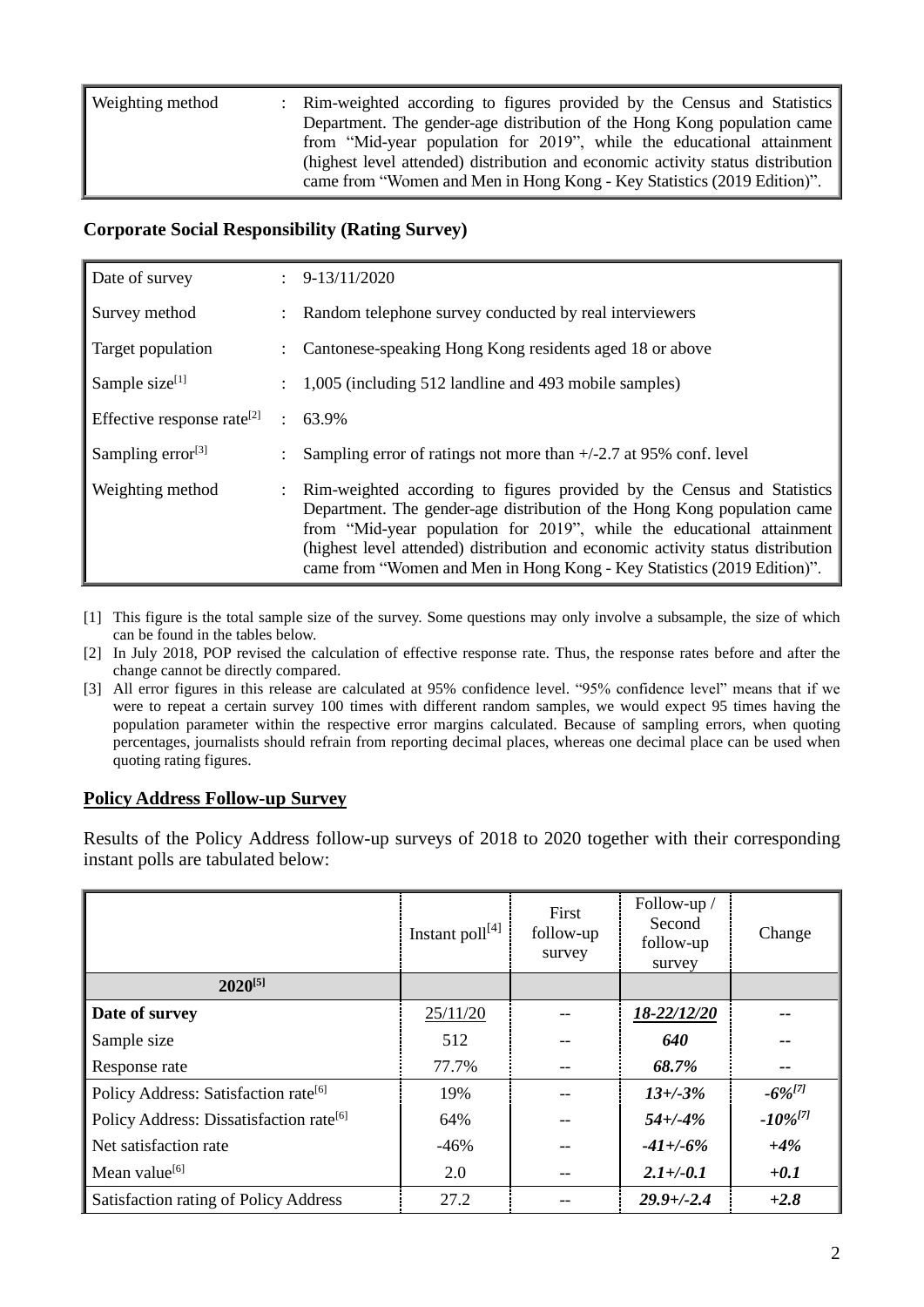| Weighting method | : | Rim-weighted according to figures provided by the Census and Statistics Department. The gender-age distribution of the Hong Kong population came from "Mid-year population for 2019", while the educational attainment (highest level attended) distribution and economic activity status distribution came from "Women and Men in Hong Kong - Key Statistics (2019 Edition)". |
|---|---|---|

**Corporate Social Responsibility (Rating Survey)**

| Date of survey | : | 9-13/11/2020 |
|---|---|---|
| Survey method | : | Random telephone survey conducted by real interviewers |
| Target population | : | Cantonese-speaking Hong Kong residents aged 18 or above |
| Sample size[1] | : | 1,005 (including 512 landline and 493 mobile samples) |
| Effective response rate[2] | : | 63.9% |
| Sampling error[3] | : | Sampling error of ratings not more than +/-2.7 at 95% conf. level |
| Weighting method | : | Rim-weighted according to figures provided by the Census and Statistics Department. The gender-age distribution of the Hong Kong population came from "Mid-year population for 2019", while the educational attainment (highest level attended) distribution and economic activity status distribution came from "Women and Men in Hong Kong - Key Statistics (2019 Edition)". |

[1] This figure is the total sample size of the survey. Some questions may only involve a subsample, the size of which can be found in the tables below.

[2] In July 2018, POP revised the calculation of effective response rate. Thus, the response rates before and after the change cannot be directly compared.

[3] All error figures in this release are calculated at 95% confidence level. "95% confidence level" means that if we were to repeat a certain survey 100 times with different random samples, we would expect 95 times having the population parameter within the respective error margins calculated. Because of sampling errors, when quoting percentages, journalists should refrain from reporting decimal places, whereas one decimal place can be used when quoting rating figures.

## Policy Address Follow-up Survey

Results of the Policy Address follow-up surveys of 2018 to 2020 together with their corresponding instant polls are tabulated below:

| | Instant poll[4] | First follow-up survey | Follow-up / Second follow-up survey | Change |
|---|---|---|---|---|
| **2020[5]** | | | | |
| **Date of survey** | 25/11/20 | -- | ***18-22/12/20*** | ***--*** |
| Sample size | 512 | -- | ***640*** | ***--*** |
| Response rate | 77.7% | -- | ***68.7%*** | ***--*** |
| Policy Address: Satisfaction rate[6] | 19% | -- | ***13+/-3%*** | ***-6%[7]*** |
| Policy Address: Dissatisfaction rate[6] | 64% | -- | ***54+/-4%*** | ***-10%[7]*** |
| Net satisfaction rate | -46% | -- | ***-41+/-6%*** | ***+4%*** |
| Mean value[6] | 2.0 | -- | ***2.1+/-0.1*** | ***+0.1*** |
| Satisfaction rating of Policy Address | 27.2 | -- | ***29.9+/-2.4*** | ***+2.8*** |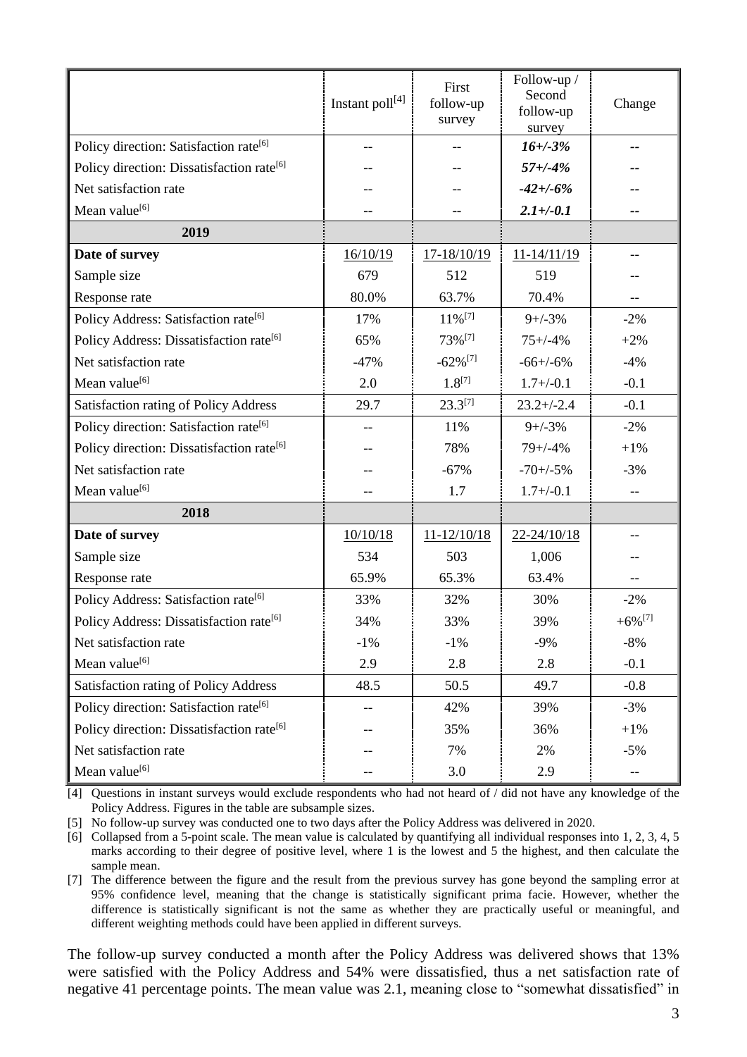| | Instant poll[4] | First follow-up survey | Follow-up / Second follow-up survey | Change |
|---|---|---|---|---|
| Policy direction: Satisfaction rate[6] | -- | -- | ***16+/-3%*** | -- |
| Policy direction: Dissatisfaction rate[6] | -- | -- | ***57+/-4%*** | -- |
| Net satisfaction rate | -- | -- | ***-42+/-6%*** | -- |
| Mean value[6] | -- | -- | ***2.1+/-0.1*** | -- |
| **2019** | | | | |
| **Date of survey** | 16/10/19 | 17-18/10/19 | 11-14/11/19 | -- |
| Sample size | 679 | 512 | 519 | -- |
| Response rate | 80.0% | 63.7% | 70.4% | -- |
| Policy Address: Satisfaction rate[6] | 17% | 11%[7] | 9+/-3% | -2% |
| Policy Address: Dissatisfaction rate[6] | 65% | 73%[7] | 75+/-4% | +2% |
| Net satisfaction rate | -47% | -62%[7] | -66+/-6% | -4% |
| Mean value[6] | 2.0 | 1.8[7] | 1.7+/-0.1 | -0.1 |
| Satisfaction rating of Policy Address | 29.7 | 23.3[7] | 23.2+/-2.4 | -0.1 |
| Policy direction: Satisfaction rate[6] | -- | 11% | 9+/-3% | -2% |
| Policy direction: Dissatisfaction rate[6] | -- | 78% | 79+/-4% | +1% |
| Net satisfaction rate | -- | -67% | -70+/-5% | -3% |
| Mean value[6] | -- | 1.7 | 1.7+/-0.1 | -- |
| **2018** | | | | |
| **Date of survey** | 10/10/18 | 11-12/10/18 | 22-24/10/18 | -- |
| Sample size | 534 | 503 | 1,006 | -- |
| Response rate | 65.9% | 65.3% | 63.4% | -- |
| Policy Address: Satisfaction rate[6] | 33% | 32% | 30% | -2% |
| Policy Address: Dissatisfaction rate[6] | 34% | 33% | 39% | +6%[7] |
| Net satisfaction rate | -1% | -1% | -9% | -8% |
| Mean value[6] | 2.9 | 2.8 | 2.8 | -0.1 |
| Satisfaction rating of Policy Address | 48.5 | 50.5 | 49.7 | -0.8 |
| Policy direction: Satisfaction rate[6] | -- | 42% | 39% | -3% |
| Policy direction: Dissatisfaction rate[6] | -- | 35% | 36% | +1% |
| Net satisfaction rate | -- | 7% | 2% | -5% |
| Mean value[6] | -- | 3.0 | 2.9 | -- |

[4] Questions in instant surveys would exclude respondents who had not heard of / did not have any knowledge of the Policy Address. Figures in the table are subsample sizes.

[5] No follow-up survey was conducted one to two days after the Policy Address was delivered in 2020.

[6] Collapsed from a 5-point scale. The mean value is calculated by quantifying all individual responses into 1, 2, 3, 4, 5 marks according to their degree of positive level, where 1 is the lowest and 5 the highest, and then calculate the sample mean.

[7] The difference between the figure and the result from the previous survey has gone beyond the sampling error at 95% confidence level, meaning that the change is statistically significant prima facie. However, whether the difference is statistically significant is not the same as whether they are practically useful or meaningful, and different weighting methods could have been applied in different surveys.

The follow-up survey conducted a month after the Policy Address was delivered shows that 13% were satisfied with the Policy Address and 54% were dissatisfied, thus a net satisfaction rate of negative 41 percentage points. The mean value was 2.1, meaning close to "somewhat dissatisfied" in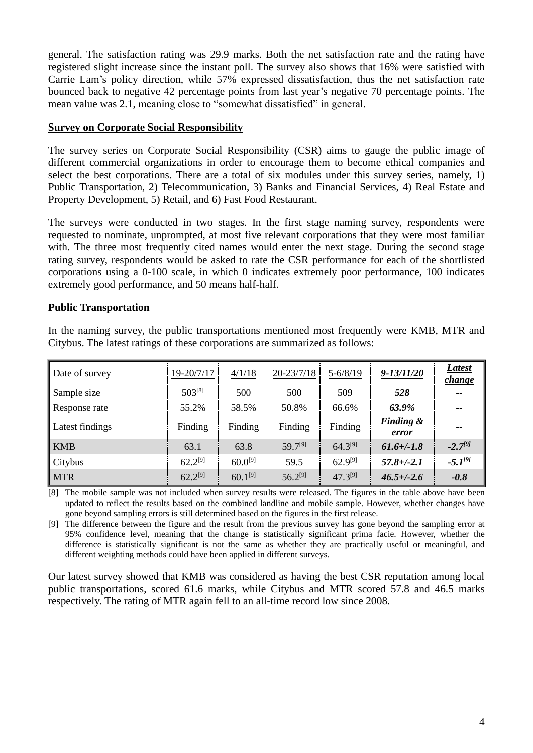general. The satisfaction rating was 29.9 marks. Both the net satisfaction rate and the rating have registered slight increase since the instant poll. The survey also shows that 16% were satisfied with Carrie Lam's policy direction, while 57% expressed dissatisfaction, thus the net satisfaction rate bounced back to negative 42 percentage points from last year's negative 70 percentage points. The mean value was 2.1, meaning close to "somewhat dissatisfied" in general.

**Survey on Corporate Social Responsibility**

The survey series on Corporate Social Responsibility (CSR) aims to gauge the public image of different commercial organizations in order to encourage them to become ethical companies and select the best corporations. There are a total of six modules under this survey series, namely, 1) Public Transportation, 2) Telecommunication, 3) Banks and Financial Services, 4) Real Estate and Property Development, 5) Retail, and 6) Fast Food Restaurant.

The surveys were conducted in two stages. In the first stage naming survey, respondents were requested to nominate, unprompted, at most five relevant corporations that they were most familiar with. The three most frequently cited names would enter the next stage. During the second stage rating survey, respondents would be asked to rate the CSR performance for each of the shortlisted corporations using a 0-100 scale, in which 0 indicates extremely poor performance, 100 indicates extremely good performance, and 50 means half-half.

**Public Transportation**

In the naming survey, the public transportations mentioned most frequently were KMB, MTR and Citybus. The latest ratings of these corporations are summarized as follows:

| Date of survey | 19-20/7/17 | 4/1/18 | 20-23/7/18 | 5-6/8/19 | ***9-13/11/20*** | ***Latest change*** |
|---|---|---|---|---|---|---|
| Sample size | 503[8] | 500 | 500 | 509 | ***528*** | -- |
| Response rate | 55.2% | 58.5% | 50.8% | 66.6% | ***63.9%*** | -- |
| Latest findings | Finding | Finding | Finding | Finding | ***Finding & error*** | -- |
| KMB | 63.1 | 63.8 | 59.7[9] | 64.3[9] | ***61.6+/-1.8*** | ***-2.7[9]*** |
| Citybus | 62.2[9] | 60.0[9] | 59.5 | 62.9[9] | ***57.8+/-2.1*** | ***-5.1[9]*** |
| MTR | 62.2[9] | 60.1[9] | 56.2[9] | 47.3[9] | ***46.5+/-2.6*** | ***-0.8*** |

[8] The mobile sample was not included when survey results were released. The figures in the table above have been updated to reflect the results based on the combined landline and mobile sample. However, whether changes have gone beyond sampling errors is still determined based on the figures in the first release.

[9] The difference between the figure and the result from the previous survey has gone beyond the sampling error at 95% confidence level, meaning that the change is statistically significant prima facie. However, whether the difference is statistically significant is not the same as whether they are practically useful or meaningful, and different weighting methods could have been applied in different surveys.

Our latest survey showed that KMB was considered as having the best CSR reputation among local public transportations, scored 61.6 marks, while Citybus and MTR scored 57.8 and 46.5 marks respectively. The rating of MTR again fell to an all-time record low since 2008.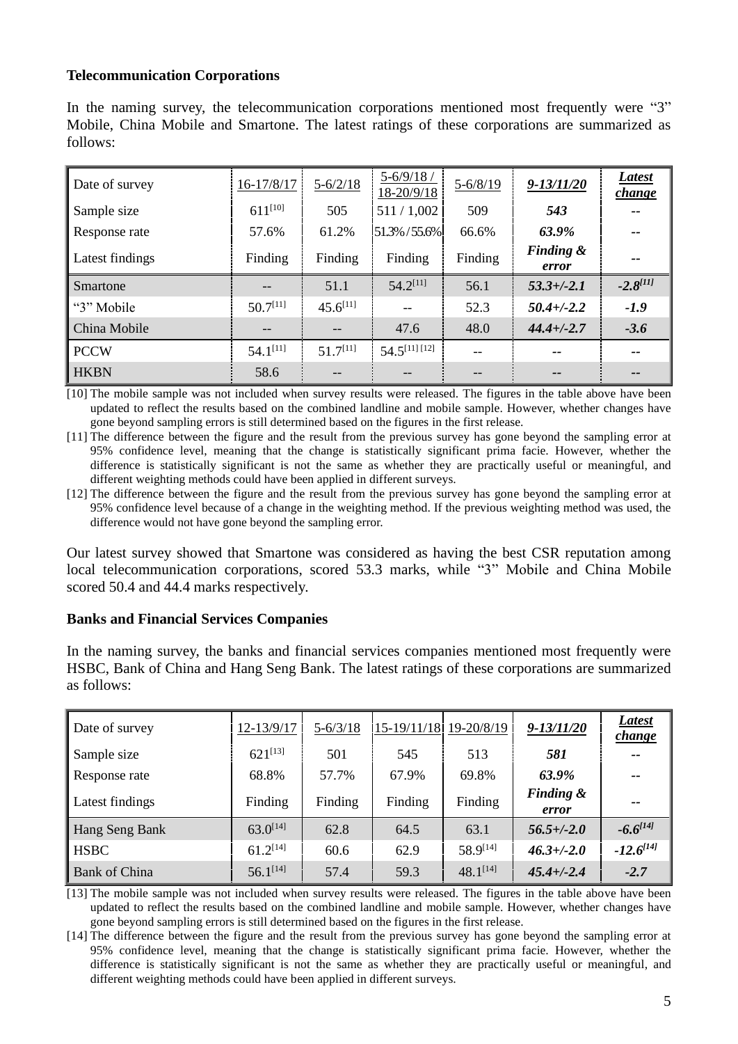**Telecommunication Corporations**

In the naming survey, the telecommunication corporations mentioned most frequently were "3" Mobile, China Mobile and Smartone. The latest ratings of these corporations are summarized as follows:

| Date of survey | 16-17/8/17 | 5-6/2/18 | 5-6/9/18 / 18-20/9/18 | 5-6/8/19 | ***9-13/11/20*** | ***Latest change*** |
|---|---|---|---|---|---|---|
| Sample size | 611[10] | 505 | 511 / 1,002 | 509 | ***543*** | -- |
| Response rate | 57.6% | 61.2% | 51.3% / 55.6% | 66.6% | ***63.9%*** | -- |
| Latest findings | Finding | Finding | Finding | Finding | ***Finding & error*** | -- |
| Smartone | -- | 51.1 | 54.2[11] | 56.1 | ***53.3+/-2.1*** | ***-2.8[11]*** |
| "3" Mobile | 50.7[11] | 45.6[11] | -- | 52.3 | ***50.4+/-2.2*** | ***-1.9*** |
| China Mobile | -- | -- | 47.6 | 48.0 | ***44.4+/-2.7*** | ***-3.6*** |
| PCCW | 54.1[11] | 51.7[11] | 54.5[11] [12] | -- | -- | -- |
| HKBN | 58.6 | -- | -- | -- | -- | -- |

[10] The mobile sample was not included when survey results were released. The figures in the table above have been updated to reflect the results based on the combined landline and mobile sample. However, whether changes have gone beyond sampling errors is still determined based on the figures in the first release.

[11] The difference between the figure and the result from the previous survey has gone beyond the sampling error at 95% confidence level, meaning that the change is statistically significant prima facie. However, whether the difference is statistically significant is not the same as whether they are practically useful or meaningful, and different weighting methods could have been applied in different surveys.

[12] The difference between the figure and the result from the previous survey has gone beyond the sampling error at 95% confidence level because of a change in the weighting method. If the previous weighting method was used, the difference would not have gone beyond the sampling error.

Our latest survey showed that Smartone was considered as having the best CSR reputation among local telecommunication corporations, scored 53.3 marks, while "3" Mobile and China Mobile scored 50.4 and 44.4 marks respectively.

**Banks and Financial Services Companies**

In the naming survey, the banks and financial services companies mentioned most frequently were HSBC, Bank of China and Hang Seng Bank. The latest ratings of these corporations are summarized as follows:

| Date of survey | 12-13/9/17 | 5-6/3/18 | 15-19/11/18 | 19-20/8/19 | ***9-13/11/20*** | ***Latest change*** |
|---|---|---|---|---|---|---|
| Sample size | 621[13] | 501 | 545 | 513 | ***581*** | -- |
| Response rate | 68.8% | 57.7% | 67.9% | 69.8% | ***63.9%*** | -- |
| Latest findings | Finding | Finding | Finding | Finding | ***Finding & error*** | -- |
| Hang Seng Bank | 63.0[14] | 62.8 | 64.5 | 63.1 | ***56.5+/-2.0*** | ***-6.6[14]*** |
| HSBC | 61.2[14] | 60.6 | 62.9 | 58.9[14] | ***46.3+/-2.0*** | ***-12.6[14]*** |
| Bank of China | 56.1[14] | 57.4 | 59.3 | 48.1[14] | ***45.4+/-2.4*** | ***-2.7*** |

[13] The mobile sample was not included when survey results were released. The figures in the table above have been updated to reflect the results based on the combined landline and mobile sample. However, whether changes have gone beyond sampling errors is still determined based on the figures in the first release.

[14] The difference between the figure and the result from the previous survey has gone beyond the sampling error at 95% confidence level, meaning that the change is statistically significant prima facie. However, whether the difference is statistically significant is not the same as whether they are practically useful or meaningful, and different weighting methods could have been applied in different surveys.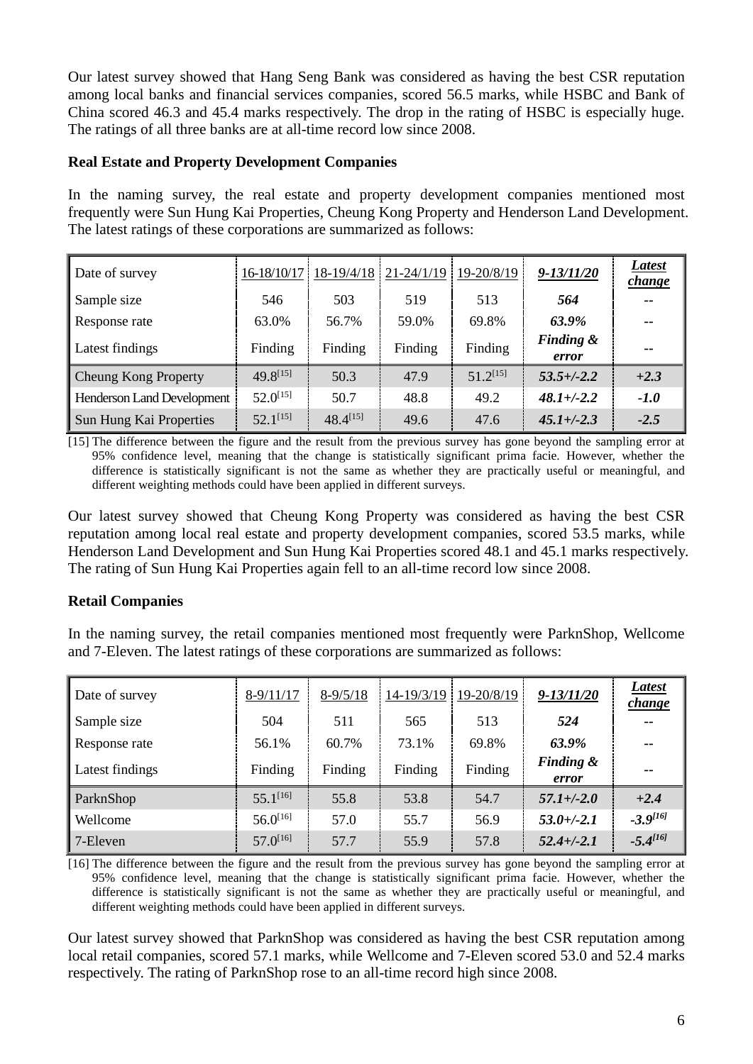Our latest survey showed that Hang Seng Bank was considered as having the best CSR reputation among local banks and financial services companies, scored 56.5 marks, while HSBC and Bank of China scored 46.3 and 45.4 marks respectively. The drop in the rating of HSBC is especially huge. The ratings of all three banks are at all-time record low since 2008.

**Real Estate and Property Development Companies**

In the naming survey, the real estate and property development companies mentioned most frequently were Sun Hung Kai Properties, Cheung Kong Property and Henderson Land Development. The latest ratings of these corporations are summarized as follows:

| Date of survey | 16-18/10/17 | 18-19/4/18 | 21-24/1/19 | 19-20/8/19 | ***9-13/11/20*** | ***Latest change*** |
|---|---|---|---|---|---|---|
| Sample size | 546 | 503 | 519 | 513 | ***564*** | -- |
| Response rate | 63.0% | 56.7% | 59.0% | 69.8% | ***63.9%*** | -- |
| Latest findings | Finding | Finding | Finding | Finding | ***Finding & error*** | -- |
| Cheung Kong Property | 49.8[15] | 50.3 | 47.9 | 51.2[15] | ***53.5+/-2.2*** | ***+2.3*** |
| Henderson Land Development | 52.0[15] | 50.7 | 48.8 | 49.2 | ***48.1+/-2.2*** | ***-1.0*** |
| Sun Hung Kai Properties | 52.1[15] | 48.4[15] | 49.6 | 47.6 | ***45.1+/-2.3*** | ***-2.5*** |

[15] The difference between the figure and the result from the previous survey has gone beyond the sampling error at 95% confidence level, meaning that the change is statistically significant prima facie. However, whether the difference is statistically significant is not the same as whether they are practically useful or meaningful, and different weighting methods could have been applied in different surveys.

Our latest survey showed that Cheung Kong Property was considered as having the best CSR reputation among local real estate and property development companies, scored 53.5 marks, while Henderson Land Development and Sun Hung Kai Properties scored 48.1 and 45.1 marks respectively. The rating of Sun Hung Kai Properties again fell to an all-time record low since 2008.

**Retail Companies**

In the naming survey, the retail companies mentioned most frequently were ParknShop, Wellcome and 7-Eleven. The latest ratings of these corporations are summarized as follows:

| Date of survey | 8-9/11/17 | 8-9/5/18 | 14-19/3/19 | 19-20/8/19 | ***9-13/11/20*** | ***Latest change*** |
|---|---|---|---|---|---|---|
| Sample size | 504 | 511 | 565 | 513 | ***524*** | -- |
| Response rate | 56.1% | 60.7% | 73.1% | 69.8% | ***63.9%*** | -- |
| Latest findings | Finding | Finding | Finding | Finding | ***Finding & error*** | -- |
| ParknShop | 55.1[16] | 55.8 | 53.8 | 54.7 | ***57.1+/-2.0*** | ***+2.4*** |
| Wellcome | 56.0[16] | 57.0 | 55.7 | 56.9 | ***53.0+/-2.1*** | ***-3.9[16]*** |
| 7-Eleven | 57.0[16] | 57.7 | 55.9 | 57.8 | ***52.4+/-2.1*** | ***-5.4[16]*** |

[16] The difference between the figure and the result from the previous survey has gone beyond the sampling error at 95% confidence level, meaning that the change is statistically significant prima facie. However, whether the difference is statistically significant is not the same as whether they are practically useful or meaningful, and different weighting methods could have been applied in different surveys.

Our latest survey showed that ParknShop was considered as having the best CSR reputation among local retail companies, scored 57.1 marks, while Wellcome and 7-Eleven scored 53.0 and 52.4 marks respectively. The rating of ParknShop rose to an all-time record high since 2008.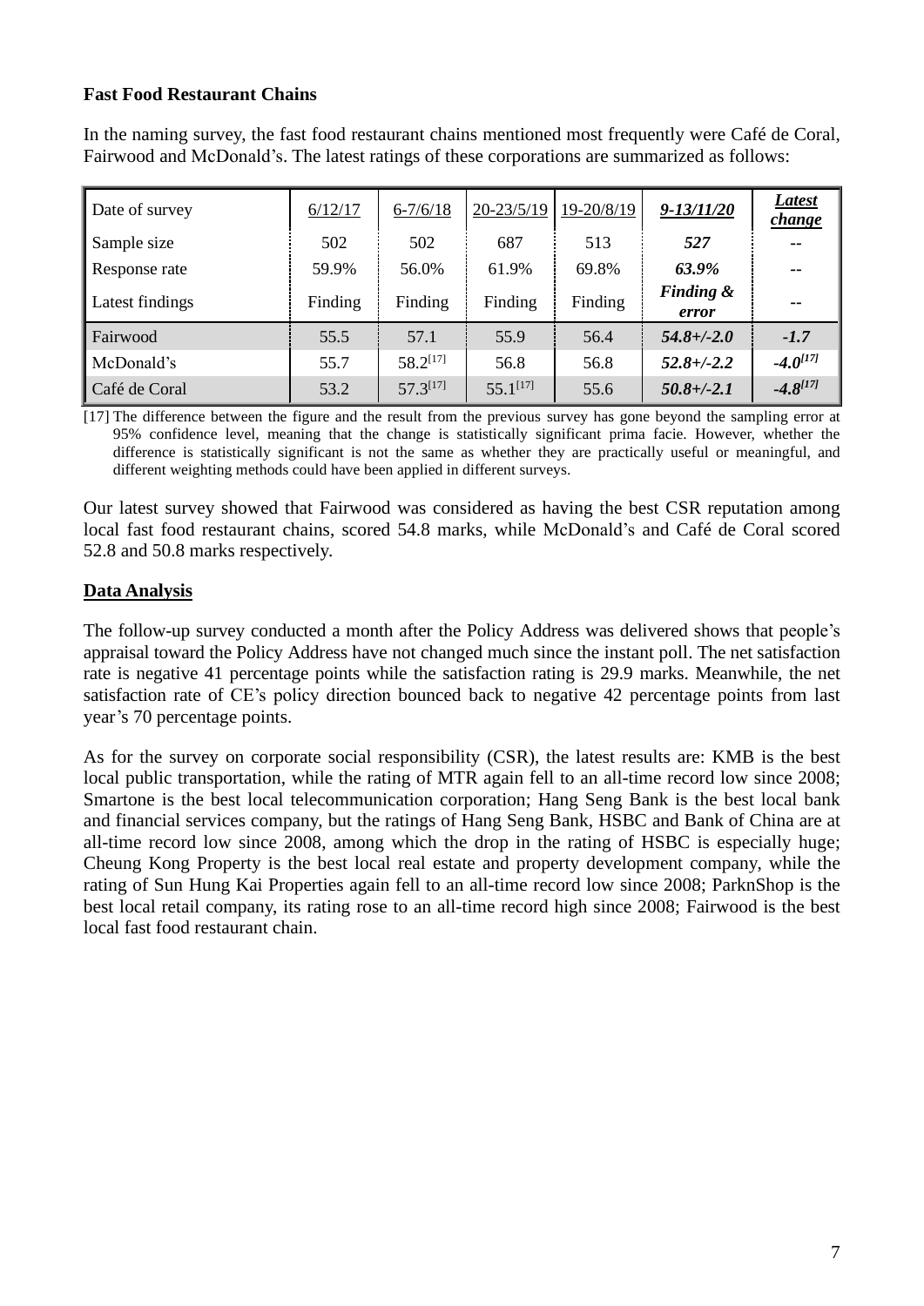**Fast Food Restaurant Chains**

In the naming survey, the fast food restaurant chains mentioned most frequently were Café de Coral, Fairwood and McDonald's. The latest ratings of these corporations are summarized as follows:

| Date of survey | 6/12/17 | 6-7/6/18 | 20-23/5/19 | 19-20/8/19 | ***9-13/11/20*** | ***Latest change*** |
|---|---|---|---|---|---|---|
| Sample size | 502 | 502 | 687 | 513 | ***527*** | -- |
| Response rate | 59.9% | 56.0% | 61.9% | 69.8% | ***63.9%*** | -- |
| Latest findings | Finding | Finding | Finding | Finding | ***Finding & error*** | -- |
| Fairwood | 55.5 | 57.1 | 55.9 | 56.4 | ***54.8+/-2.0*** | ***-1.7*** |
| McDonald's | 55.7 | 58.2[17] | 56.8 | 56.8 | ***52.8+/-2.2*** | ***-4.0[17]*** |
| Café de Coral | 53.2 | 57.3[17] | 55.1[17] | 55.6 | ***50.8+/-2.1*** | ***-4.8[17]*** |

[17] The difference between the figure and the result from the previous survey has gone beyond the sampling error at 95% confidence level, meaning that the change is statistically significant prima facie. However, whether the difference is statistically significant is not the same as whether they are practically useful or meaningful, and different weighting methods could have been applied in different surveys.

Our latest survey showed that Fairwood was considered as having the best CSR reputation among local fast food restaurant chains, scored 54.8 marks, while McDonald's and Café de Coral scored 52.8 and 50.8 marks respectively.

**Data Analysis**

The follow-up survey conducted a month after the Policy Address was delivered shows that people's appraisal toward the Policy Address have not changed much since the instant poll. The net satisfaction rate is negative 41 percentage points while the satisfaction rating is 29.9 marks. Meanwhile, the net satisfaction rate of CE's policy direction bounced back to negative 42 percentage points from last year's 70 percentage points.

As for the survey on corporate social responsibility (CSR), the latest results are: KMB is the best local public transportation, while the rating of MTR again fell to an all-time record low since 2008; Smartone is the best local telecommunication corporation; Hang Seng Bank is the best local bank and financial services company, but the ratings of Hang Seng Bank, HSBC and Bank of China are at all-time record low since 2008, among which the drop in the rating of HSBC is especially huge; Cheung Kong Property is the best local real estate and property development company, while the rating of Sun Hung Kai Properties again fell to an all-time record low since 2008; ParknShop is the best local retail company, its rating rose to an all-time record high since 2008; Fairwood is the best local fast food restaurant chain.